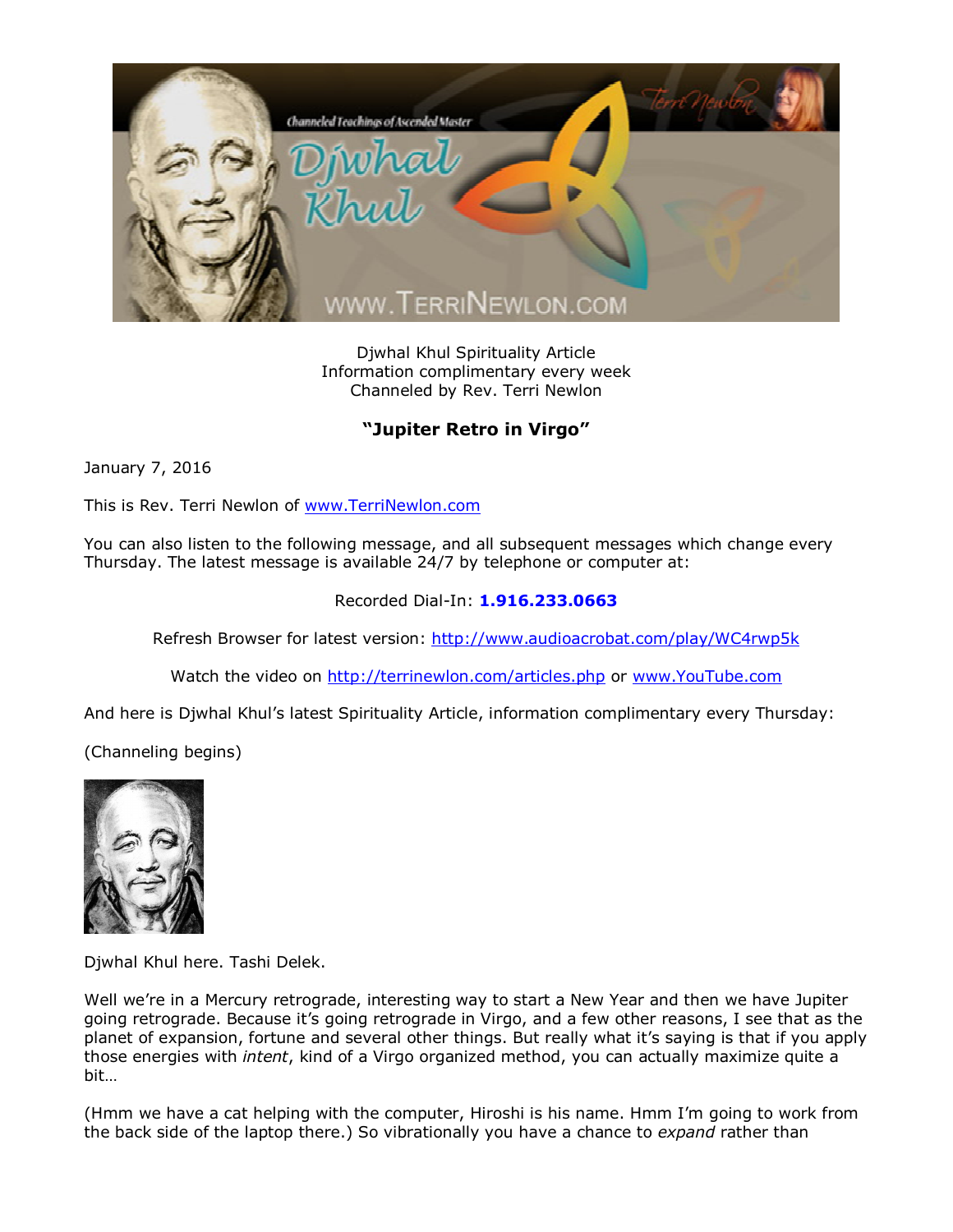Djwhal Khul Spirituality Article
Information complimentary every week
Channeled by Rev. Terri Newlon

## **"Jupiter Retro in Virgo"**

January 7, 2016

This is Rev. Terri Newlon of www.TerriNewlon.com

You can also listen to the following message, and all subsequent messages which change every Thursday. The latest message is available 24/7 by telephone or computer at:

Recorded Dial-In: **1.916.233.0663**

Refresh Browser for latest version: http://www.audioacrobat.com/play/WC4rwp5k

Watch the video on http://terrinewlon.com/articles.php or www.YouTube.com

And here is Djwhal Khul's latest Spirituality Article, information complimentary every Thursday:

(Channeling begins)

Djwhal Khul here. Tashi Delek.

Well we're in a Mercury retrograde, interesting way to start a New Year and then we have Jupiter going retrograde. Because it's going retrograde in Virgo, and a few other reasons, I see that as the planet of expansion, fortune and several other things. But really what it's saying is that if you apply those energies with *intent*, kind of a Virgo organized method, you can actually maximize quite a bit…

(Hmm we have a cat helping with the computer, Hiroshi is his name. Hmm I'm going to work from the back side of the laptop there.) So vibrationally you have a chance to *expand* rather than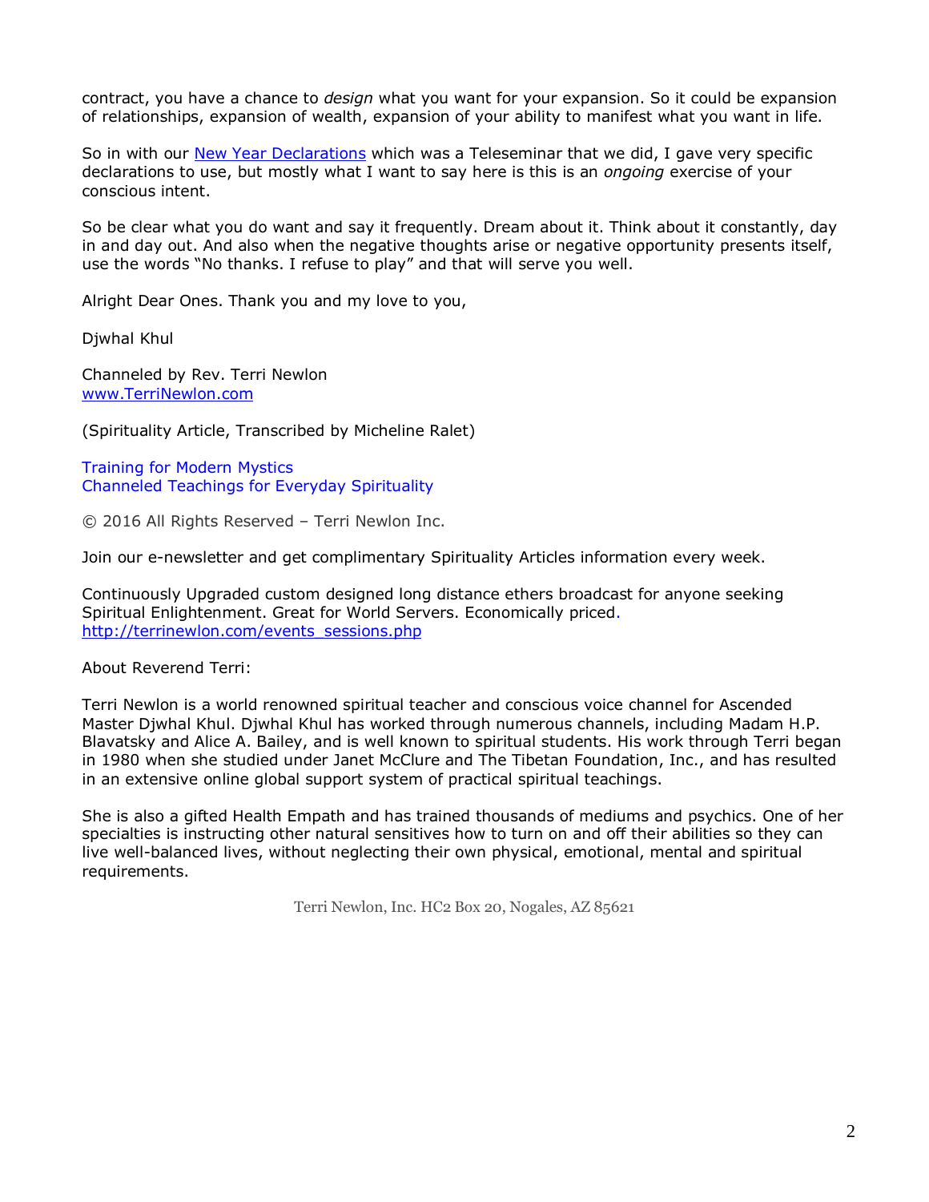contract, you have a chance to *design* what you want for your expansion. So it could be expansion of relationships, expansion of wealth, expansion of your ability to manifest what you want in life.

So in with our New Year Declarations which was a Teleseminar that we did, I gave very specific declarations to use, but mostly what I want to say here is this is an *ongoing* exercise of your conscious intent.

So be clear what you do want and say it frequently. Dream about it. Think about it constantly, day in and day out. And also when the negative thoughts arise or negative opportunity presents itself, use the words "No thanks. I refuse to play" and that will serve you well.

Alright Dear Ones. Thank you and my love to you,

Djwhal Khul

Channeled by Rev. Terri Newlon
www.TerriNewlon.com

(Spirituality Article, Transcribed by Micheline Ralet)

Training for Modern Mystics
Channeled Teachings for Everyday Spirituality

© 2016 All Rights Reserved – Terri Newlon Inc.

Join our e-newsletter and get complimentary Spirituality Articles information every week.

Continuously Upgraded custom designed long distance ethers broadcast for anyone seeking Spiritual Enlightenment. Great for World Servers. Economically priced.
http://terrinewlon.com/events_sessions.php

About Reverend Terri:

Terri Newlon is a world renowned spiritual teacher and conscious voice channel for Ascended Master Djwhal Khul. Djwhal Khul has worked through numerous channels, including Madam H.P. Blavatsky and Alice A. Bailey, and is well known to spiritual students. His work through Terri began in 1980 when she studied under Janet McClure and The Tibetan Foundation, Inc., and has resulted in an extensive online global support system of practical spiritual teachings.

She is also a gifted Health Empath and has trained thousands of mediums and psychics. One of her specialties is instructing other natural sensitives how to turn on and off their abilities so they can live well-balanced lives, without neglecting their own physical, emotional, mental and spiritual requirements.

Terri Newlon, Inc. HC2 Box 20, Nogales, AZ 85621